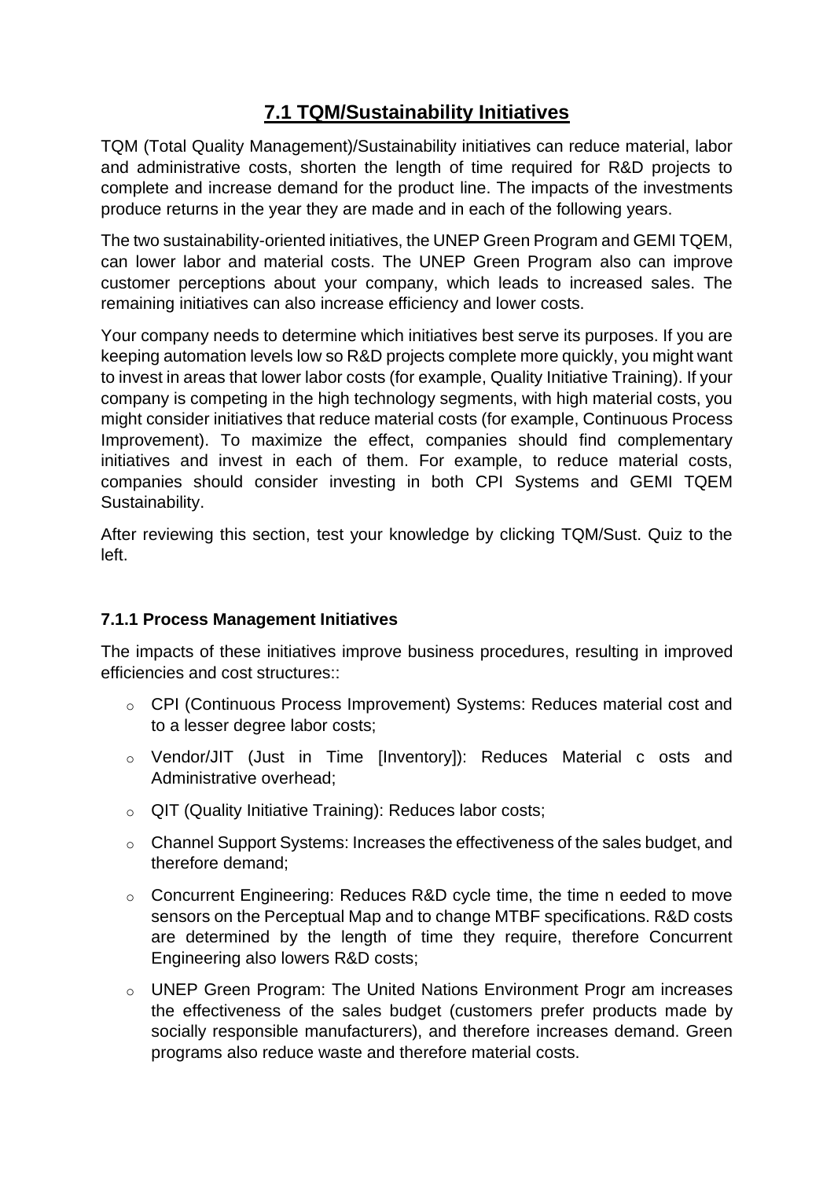## 7.1 TQM/Sustainability Initiatives

TQM (Total Quality Management)/Sustainability initiatives can reduce material, labor and administrative costs, shorten the length of time required for R&D projects to complete and increase demand for the product line. The impacts of the investments produce returns in the year they are made and in each of the following years.

The two sustainability-oriented initiatives, the UNEP Green Program and GEMI TQEM, can lower labor and material costs. The UNEP Green Program also can improve customer perceptions about your company, which leads to increased sales. The remaining initiatives can also increase efficiency and lower costs.

Your company needs to determine which initiatives best serve its purposes. If you are keeping automation levels low so R&D projects complete more quickly, you might want to invest in areas that lower labor costs (for example, Quality Initiative Training). If your company is competing in the high technology segments, with high material costs, you might consider initiatives that reduce material costs (for example, Continuous Process Improvement). To maximize the effect, companies should find complementary initiatives and invest in each of them. For example, to reduce material costs, companies should consider investing in both CPI Systems and GEMI TQEM Sustainability.

After reviewing this section, test your knowledge by clicking TQM/Sust. Quiz to the left.

### 7.1.1 Process Management Initiatives

The impacts of these initiatives improve business procedures, resulting in improved efficiencies and cost structures::

- CPI (Continuous Process Improvement) Systems: Reduces material cost and to a lesser degree labor costs;
- Vendor/JIT (Just in Time [Inventory]): Reduces Material c osts and Administrative overhead;
- QIT (Quality Initiative Training): Reduces labor costs;
- Channel Support Systems: Increases the effectiveness of the sales budget, and therefore demand;
- Concurrent Engineering: Reduces R&D cycle time, the time n eeded to move sensors on the Perceptual Map and to change MTBF specifications. R&D costs are determined by the length of time they require, therefore Concurrent Engineering also lowers R&D costs;
- UNEP Green Program: The United Nations Environment Progr am increases the effectiveness of the sales budget (customers prefer products made by socially responsible manufacturers), and therefore increases demand. Green programs also reduce waste and therefore material costs.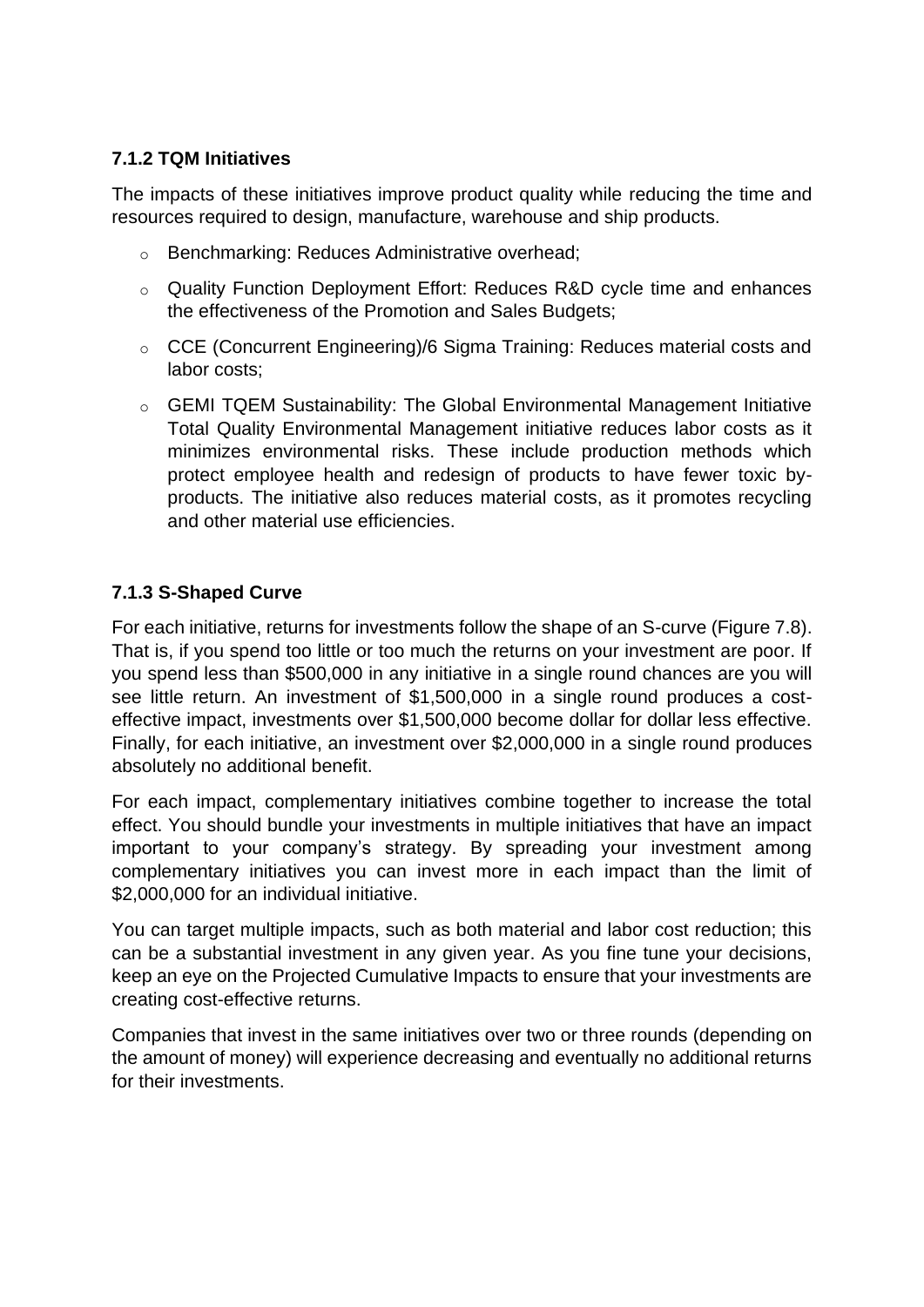### 7.1.2 TQM Initiatives

The impacts of these initiatives improve product quality while reducing the time and resources required to design, manufacture, warehouse and ship products.

- Benchmarking: Reduces Administrative overhead;
- Quality Function Deployment Effort: Reduces R&D cycle time and enhances the effectiveness of the Promotion and Sales Budgets;
- CCE (Concurrent Engineering)/6 Sigma Training: Reduces material costs and labor costs;
- GEMI TQEM Sustainability: The Global Environmental Management Initiative Total Quality Environmental Management initiative reduces labor costs as it minimizes environmental risks. These include production methods which protect employee health and redesign of products to have fewer toxic by-products. The initiative also reduces material costs, as it promotes recycling and other material use efficiencies.

### 7.1.3 S-Shaped Curve

For each initiative, returns for investments follow the shape of an S-curve (Figure 7.8). That is, if you spend too little or too much the returns on your investment are poor. If you spend less than $500,000 in any initiative in a single round chances are you will see little return. An investment of $1,500,000 in a single round produces a cost-effective impact, investments over $1,500,000 become dollar for dollar less effective. Finally, for each initiative, an investment over $2,000,000 in a single round produces absolutely no additional benefit.

For each impact, complementary initiatives combine together to increase the total effect. You should bundle your investments in multiple initiatives that have an impact important to your company's strategy. By spreading your investment among complementary initiatives you can invest more in each impact than the limit of $2,000,000 for an individual initiative.

You can target multiple impacts, such as both material and labor cost reduction; this can be a substantial investment in any given year. As you fine tune your decisions, keep an eye on the Projected Cumulative Impacts to ensure that your investments are creating cost-effective returns.

Companies that invest in the same initiatives over two or three rounds (depending on the amount of money) will experience decreasing and eventually no additional returns for their investments.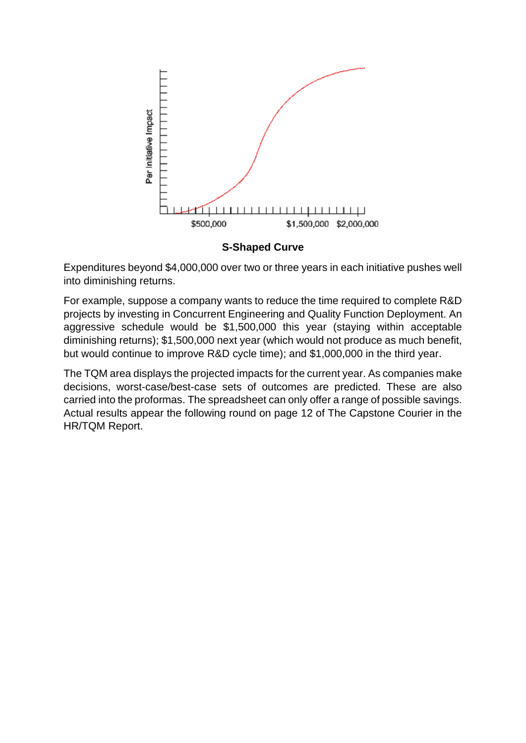Per Initiative Impact

$500,000

$1,500,000

$2,000,000

**S-Shaped Curve**

Expenditures beyond $4,000,000 over two or three years in each initiative pushes well into diminishing returns.

For example, suppose a company wants to reduce the time required to complete R&D projects by investing in Concurrent Engineering and Quality Function Deployment. An aggressive schedule would be $1,500,000 this year (staying within acceptable diminishing returns); $1,500,000 next year (which would not produce as much benefit, but would continue to improve R&D cycle time); and $1,000,000 in the third year.

The TQM area displays the projected impacts for the current year. As companies make decisions, worst-case/best-case sets of outcomes are predicted. These are also carried into the proformas. The spreadsheet can only offer a range of possible savings. Actual results appear the following round on page 12 of The Capstone Courier in the HR/TQM Report.